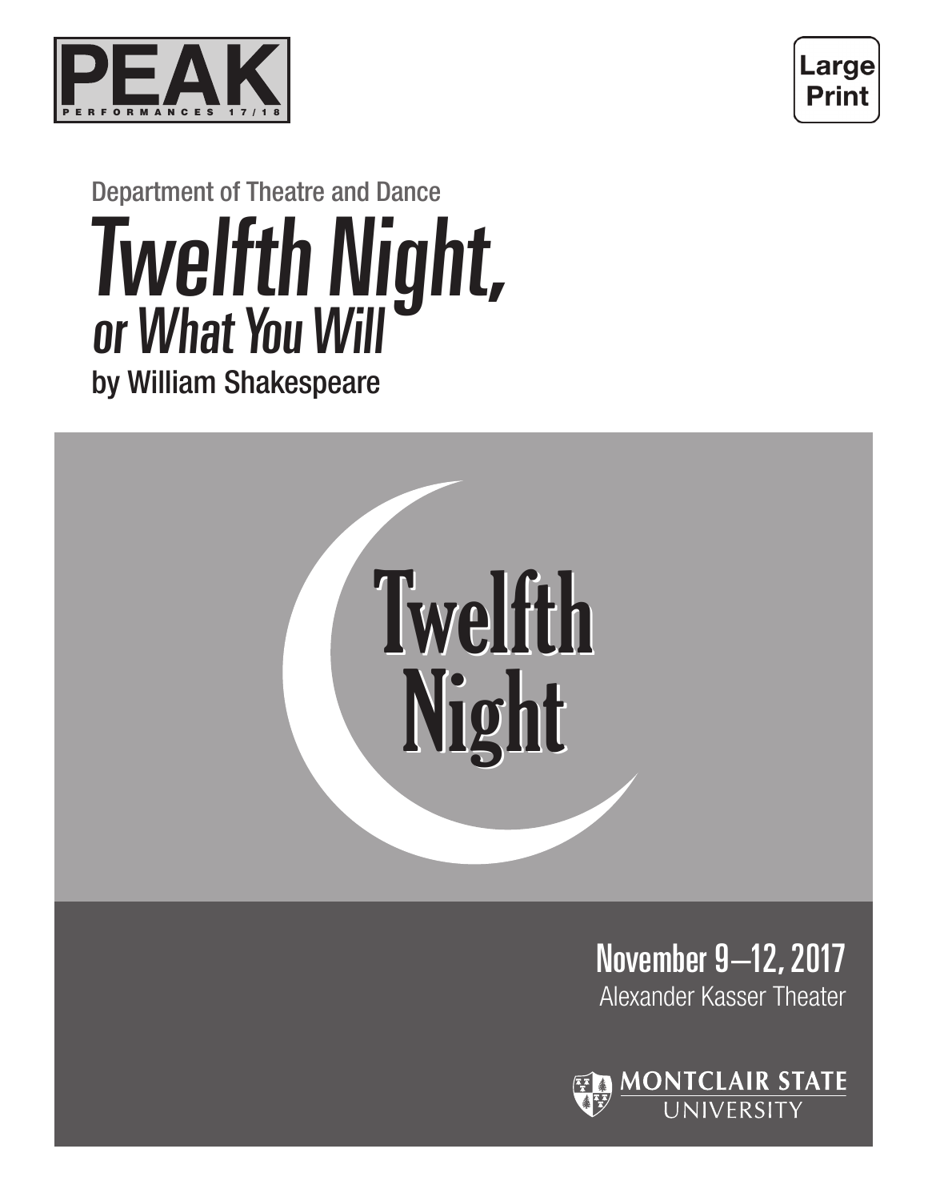PEAK
PERFORMANCES 17/18

Large Print

Department of Theatre and Dance

# *Twelfth Night, or What You Will*

by William Shakespeare

Twelfth Night

November 9–12, 2017

Alexander Kasser Theater

MONTCLAIR STATE UNIVERSITY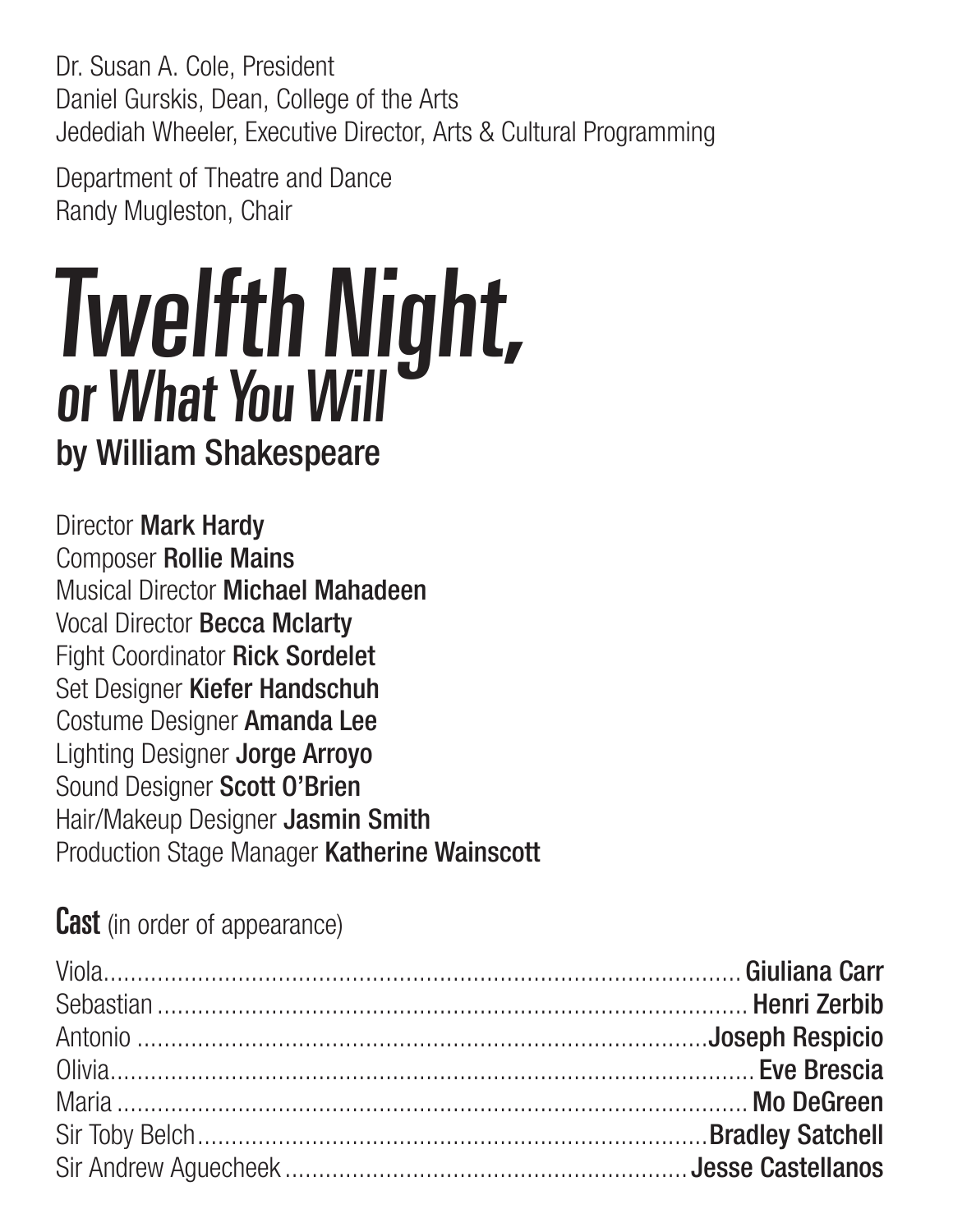Dr. Susan A. Cole, President
Daniel Gurskis, Dean, College of the Arts
Jedediah Wheeler, Executive Director, Arts & Cultural Programming

Department of Theatre and Dance
Randy Mugleston, Chair

# *Twelfth Night, or What You Will*

## by William Shakespeare

Director **Mark Hardy**
Composer **Rollie Mains**
Musical Director **Michael Mahadeen**
Vocal Director **Becca Mclarty**
Fight Coordinator **Rick Sordelet**
Set Designer **Kiefer Handschuh**
Costume Designer **Amanda Lee**
Lighting Designer **Jorge Arroyo**
Sound Designer **Scott O'Brien**
Hair/Makeup Designer **Jasmin Smith**
Production Stage Manager **Katherine Wainscott**

## Cast (in order of appearance)

Viola........................................ **Giuliana Carr**
Sebastian........................................ **Henri Zerbib**
Antonio........................................ **Joseph Respicio**
Olivia........................................ **Eve Brescia**
Maria........................................ **Mo DeGreen**
Sir Toby Belch........................................ **Bradley Satchell**
Sir Andrew Aguecheek........................................ **Jesse Castellanos**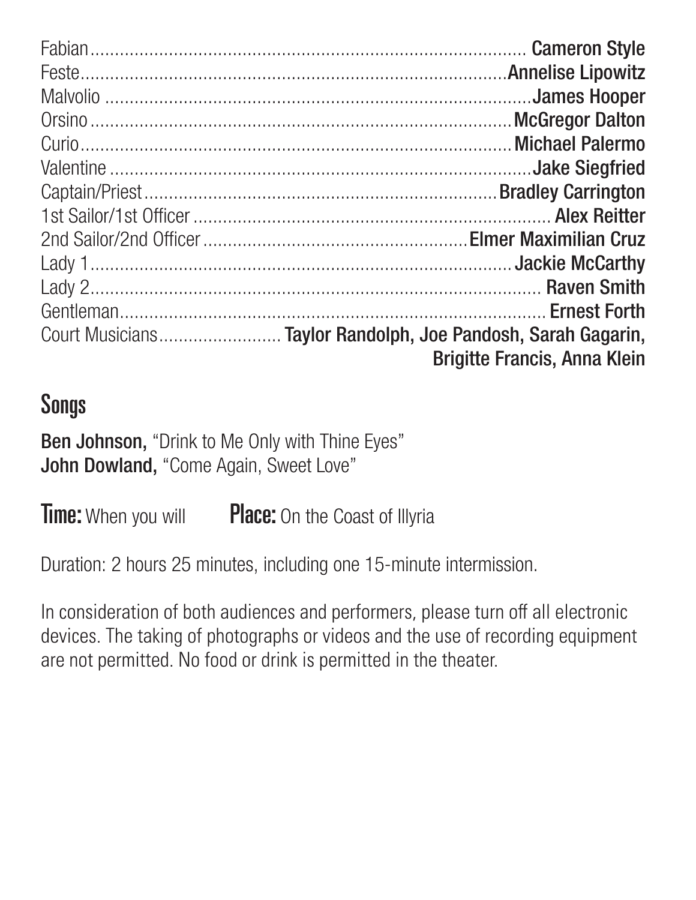| Role | Performer |
| --- | --- |
| Fabian | **Cameron Style** |
| Feste | **Annelise Lipowitz** |
| Malvolio | **James Hooper** |
| Orsino | **McGregor Dalton** |
| Curio | **Michael Palermo** |
| Valentine | **Jake Siegfried** |
| Captain/Priest | **Bradley Carrington** |
| 1st Sailor/1st Officer | **Alex Reitter** |
| 2nd Sailor/2nd Officer | **Elmer Maximilian Cruz** |
| Lady 1 | **Jackie McCarthy** |
| Lady 2 | **Raven Smith** |
| Gentleman | **Ernest Forth** |
| Court Musicians | **Taylor Randolph, Joe Pandosh, Sarah Gagarin, Brigitte Francis, Anna Klein** |

## Songs

**Ben Johnson,** "Drink to Me Only with Thine Eyes"
**John Dowland,** "Come Again, Sweet Love"

**Time:** When you will **Place:** On the Coast of Illyria

Duration: 2 hours 25 minutes, including one 15-minute intermission.

In consideration of both audiences and performers, please turn off all electronic devices. The taking of photographs or videos and the use of recording equipment are not permitted. No food or drink is permitted in the theater.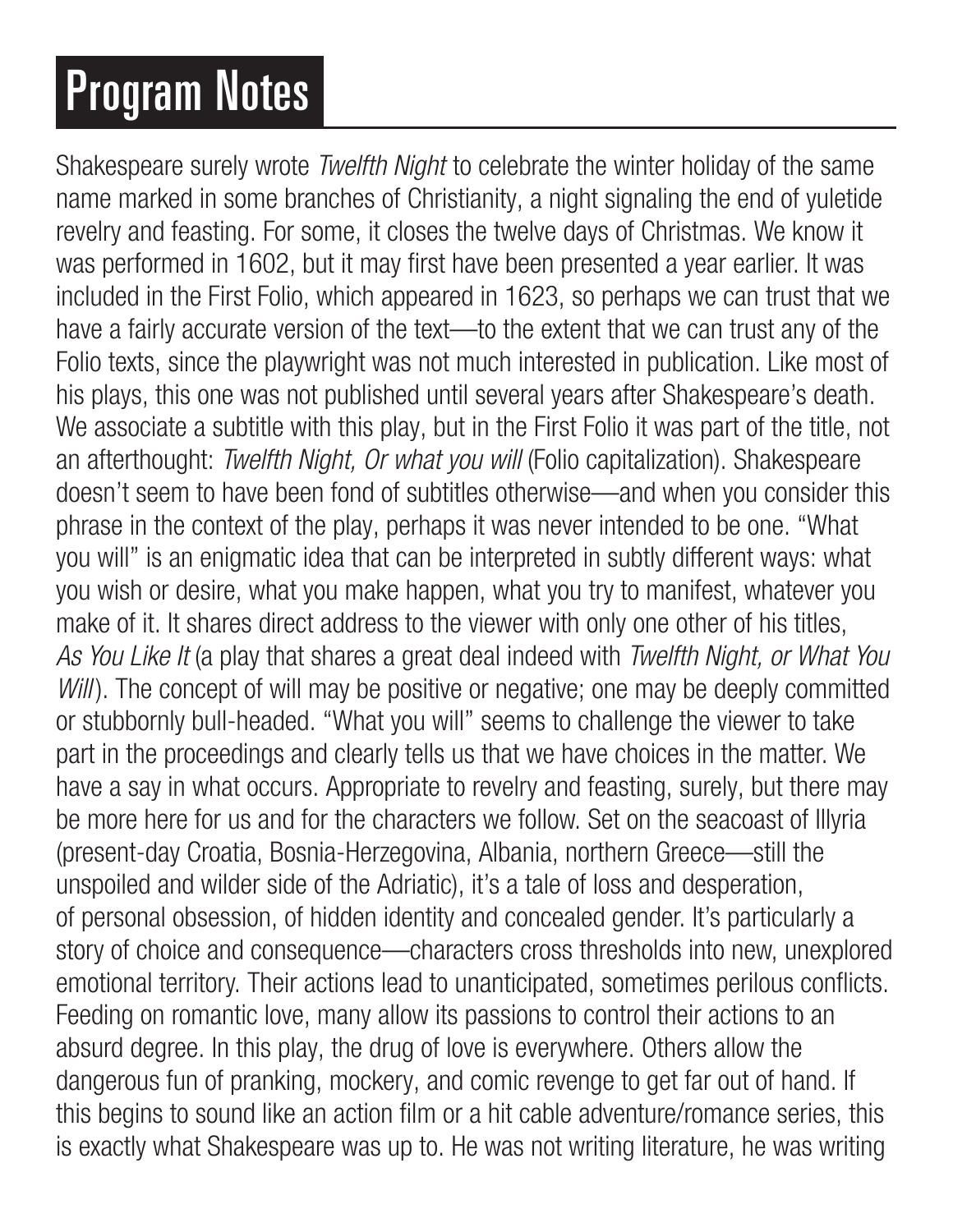# Program Notes

Shakespeare surely wrote *Twelfth Night* to celebrate the winter holiday of the same name marked in some branches of Christianity, a night signaling the end of yuletide revelry and feasting. For some, it closes the twelve days of Christmas. We know it was performed in 1602, but it may first have been presented a year earlier. It was included in the First Folio, which appeared in 1623, so perhaps we can trust that we have a fairly accurate version of the text—to the extent that we can trust any of the Folio texts, since the playwright was not much interested in publication. Like most of his plays, this one was not published until several years after Shakespeare's death. We associate a subtitle with this play, but in the First Folio it was part of the title, not an afterthought: *Twelfth Night, Or what you will* (Folio capitalization). Shakespeare doesn't seem to have been fond of subtitles otherwise—and when you consider this phrase in the context of the play, perhaps it was never intended to be one. "What you will" is an enigmatic idea that can be interpreted in subtly different ways: what you wish or desire, what you make happen, what you try to manifest, whatever you make of it. It shares direct address to the viewer with only one other of his titles, *As You Like It* (a play that shares a great deal indeed with *Twelfth Night, or What You Will*). The concept of will may be positive or negative; one may be deeply committed or stubbornly bull-headed. "What you will" seems to challenge the viewer to take part in the proceedings and clearly tells us that we have choices in the matter. We have a say in what occurs. Appropriate to revelry and feasting, surely, but there may be more here for us and for the characters we follow. Set on the seacoast of Illyria (present-day Croatia, Bosnia-Herzegovina, Albania, northern Greece—still the unspoiled and wilder side of the Adriatic), it's a tale of loss and desperation, of personal obsession, of hidden identity and concealed gender. It's particularly a story of choice and consequence—characters cross thresholds into new, unexplored emotional territory. Their actions lead to unanticipated, sometimes perilous conflicts. Feeding on romantic love, many allow its passions to control their actions to an absurd degree. In this play, the drug of love is everywhere. Others allow the dangerous fun of pranking, mockery, and comic revenge to get far out of hand. If this begins to sound like an action film or a hit cable adventure/romance series, this is exactly what Shakespeare was up to. He was not writing literature, he was writing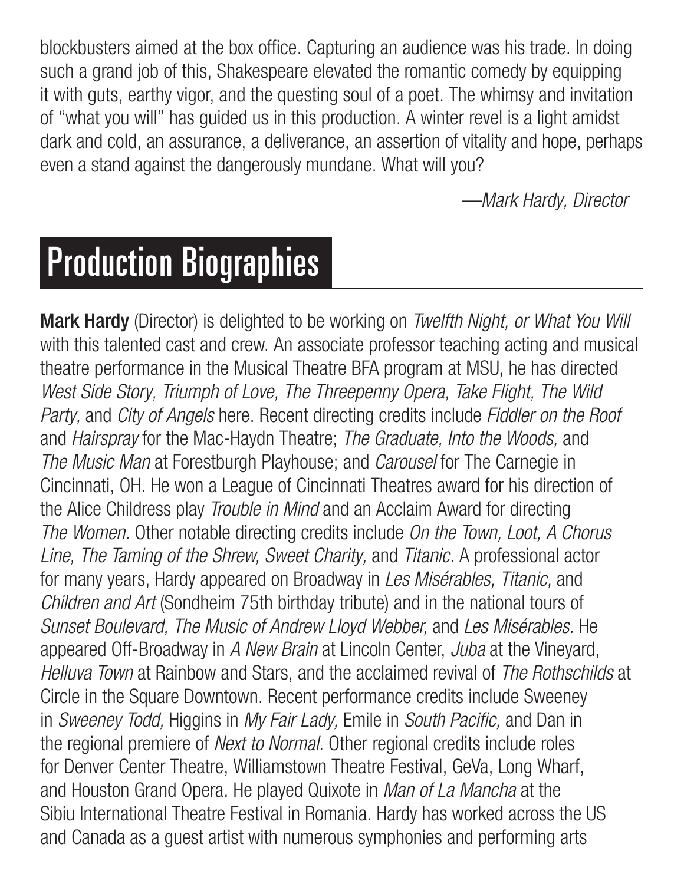blockbusters aimed at the box office. Capturing an audience was his trade. In doing such a grand job of this, Shakespeare elevated the romantic comedy by equipping it with guts, earthy vigor, and the questing soul of a poet. The whimsy and invitation of "what you will" has guided us in this production. A winter revel is a light amidst dark and cold, an assurance, a deliverance, an assertion of vitality and hope, perhaps even a stand against the dangerously mundane. What will you?

*—Mark Hardy, Director*

# Production Biographies

**Mark Hardy** (Director) is delighted to be working on *Twelfth Night, or What You Will* with this talented cast and crew. An associate professor teaching acting and musical theatre performance in the Musical Theatre BFA program at MSU, he has directed *West Side Story, Triumph of Love, The Threepenny Opera, Take Flight, The Wild Party,* and *City of Angels* here. Recent directing credits include *Fiddler on the Roof* and *Hairspray* for the Mac-Haydn Theatre; *The Graduate, Into the Woods,* and *The Music Man* at Forestburgh Playhouse; and *Carousel* for The Carnegie in Cincinnati, OH. He won a League of Cincinnati Theatres award for his direction of the Alice Childress play *Trouble in Mind* and an Acclaim Award for directing *The Women.* Other notable directing credits include *On the Town, Loot, A Chorus Line, The Taming of the Shrew, Sweet Charity,* and *Titanic.* A professional actor for many years, Hardy appeared on Broadway in *Les Misérables, Titanic,* and *Children and Art* (Sondheim 75th birthday tribute) and in the national tours of *Sunset Boulevard, The Music of Andrew Lloyd Webber,* and *Les Misérables.* He appeared Off-Broadway in *A New Brain* at Lincoln Center, *Juba* at the Vineyard, *Helluva Town* at Rainbow and Stars, and the acclaimed revival of *The Rothschilds* at Circle in the Square Downtown. Recent performance credits include Sweeney in *Sweeney Todd,* Higgins in *My Fair Lady,* Emile in *South Pacific,* and Dan in the regional premiere of *Next to Normal.* Other regional credits include roles for Denver Center Theatre, Williamstown Theatre Festival, GeVa, Long Wharf, and Houston Grand Opera. He played Quixote in *Man of La Mancha* at the Sibiu International Theatre Festival in Romania. Hardy has worked across the US and Canada as a guest artist with numerous symphonies and performing arts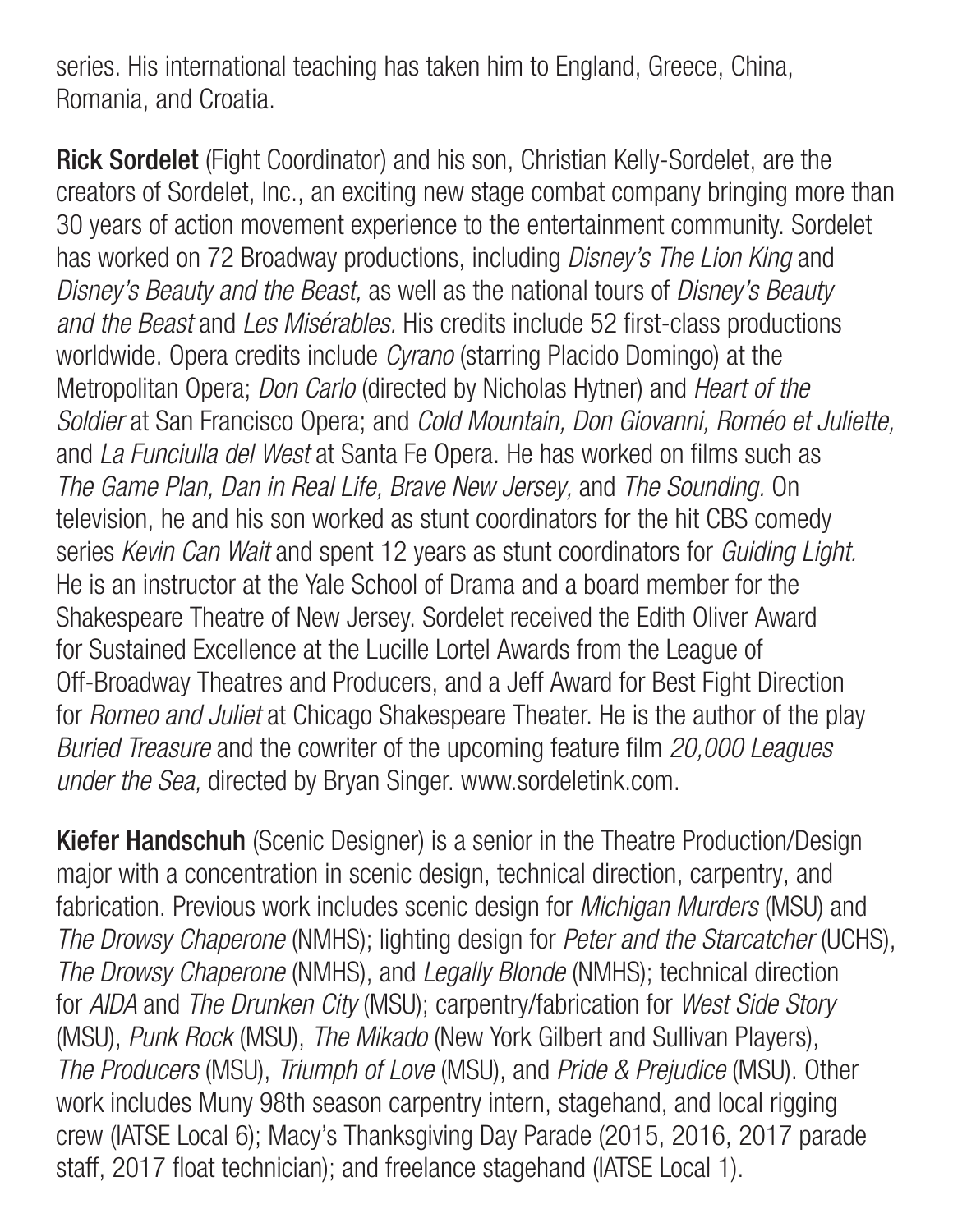series. His international teaching has taken him to England, Greece, China, Romania, and Croatia.

**Rick Sordelet** (Fight Coordinator) and his son, Christian Kelly-Sordelet, are the creators of Sordelet, Inc., an exciting new stage combat company bringing more than 30 years of action movement experience to the entertainment community. Sordelet has worked on 72 Broadway productions, including *Disney's The Lion King* and *Disney's Beauty and the Beast,* as well as the national tours of *Disney's Beauty and the Beast* and *Les Misérables.* His credits include 52 first-class productions worldwide. Opera credits include *Cyrano* (starring Placido Domingo) at the Metropolitan Opera; *Don Carlo* (directed by Nicholas Hytner) and *Heart of the Soldier* at San Francisco Opera; and *Cold Mountain, Don Giovanni, Roméo et Juliette,* and *La Funciulla del West* at Santa Fe Opera. He has worked on films such as *The Game Plan, Dan in Real Life, Brave New Jersey,* and *The Sounding.* On television, he and his son worked as stunt coordinators for the hit CBS comedy series *Kevin Can Wait* and spent 12 years as stunt coordinators for *Guiding Light.* He is an instructor at the Yale School of Drama and a board member for the Shakespeare Theatre of New Jersey. Sordelet received the Edith Oliver Award for Sustained Excellence at the Lucille Lortel Awards from the League of Off-Broadway Theatres and Producers, and a Jeff Award for Best Fight Direction for *Romeo and Juliet* at Chicago Shakespeare Theater. He is the author of the play *Buried Treasure* and the cowriter of the upcoming feature film *20,000 Leagues under the Sea,* directed by Bryan Singer. www.sordeletink.com.

**Kiefer Handschuh** (Scenic Designer) is a senior in the Theatre Production/Design major with a concentration in scenic design, technical direction, carpentry, and fabrication. Previous work includes scenic design for *Michigan Murders* (MSU) and *The Drowsy Chaperone* (NMHS); lighting design for *Peter and the Starcatcher* (UCHS), *The Drowsy Chaperone* (NMHS), and *Legally Blonde* (NMHS); technical direction for *AIDA* and *The Drunken City* (MSU); carpentry/fabrication for *West Side Story* (MSU), *Punk Rock* (MSU), *The Mikado* (New York Gilbert and Sullivan Players), *The Producers* (MSU), *Triumph of Love* (MSU), and *Pride & Prejudice* (MSU). Other work includes Muny 98th season carpentry intern, stagehand, and local rigging crew (IATSE Local 6); Macy's Thanksgiving Day Parade (2015, 2016, 2017 parade staff, 2017 float technician); and freelance stagehand (IATSE Local 1).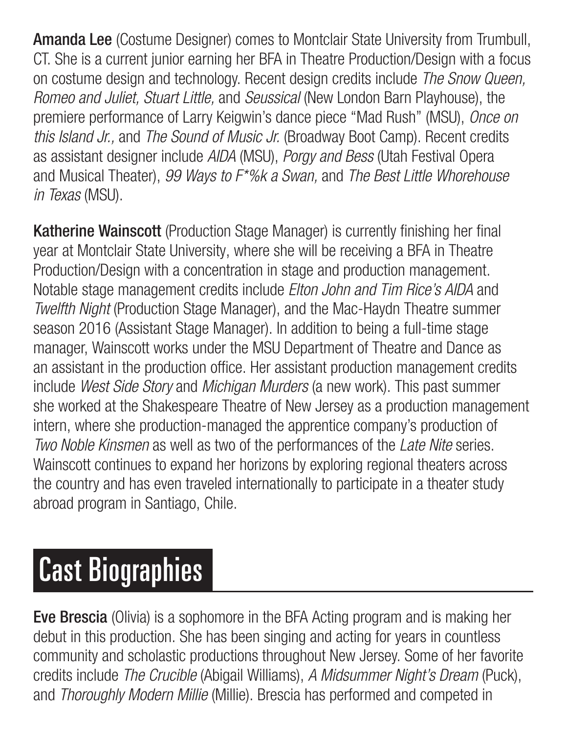**Amanda Lee** (Costume Designer) comes to Montclair State University from Trumbull, CT. She is a current junior earning her BFA in Theatre Production/Design with a focus on costume design and technology. Recent design credits include *The Snow Queen, Romeo and Juliet, Stuart Little,* and *Seussical* (New London Barn Playhouse), the premiere performance of Larry Keigwin's dance piece "Mad Rush" (MSU), *Once on this Island Jr.,* and *The Sound of Music Jr.* (Broadway Boot Camp). Recent credits as assistant designer include *AIDA* (MSU), *Porgy and Bess* (Utah Festival Opera and Musical Theater), *99 Ways to F*%k a Swan,* and *The Best Little Whorehouse in Texas* (MSU).

**Katherine Wainscott** (Production Stage Manager) is currently finishing her final year at Montclair State University, where she will be receiving a BFA in Theatre Production/Design with a concentration in stage and production management. Notable stage management credits include *Elton John and Tim Rice's AIDA* and *Twelfth Night* (Production Stage Manager), and the Mac-Haydn Theatre summer season 2016 (Assistant Stage Manager). In addition to being a full-time stage manager, Wainscott works under the MSU Department of Theatre and Dance as an assistant in the production office. Her assistant production management credits include *West Side Story* and *Michigan Murders* (a new work). This past summer she worked at the Shakespeare Theatre of New Jersey as a production management intern, where she production-managed the apprentice company's production of *Two Noble Kinsmen* as well as two of the performances of the *Late Nite* series. Wainscott continues to expand her horizons by exploring regional theaters across the country and has even traveled internationally to participate in a theater study abroad program in Santiago, Chile.

# Cast Biographies

**Eve Brescia** (Olivia) is a sophomore in the BFA Acting program and is making her debut in this production. She has been singing and acting for years in countless community and scholastic productions throughout New Jersey. Some of her favorite credits include *The Crucible* (Abigail Williams), *A Midsummer Night's Dream* (Puck), and *Thoroughly Modern Millie* (Millie). Brescia has performed and competed in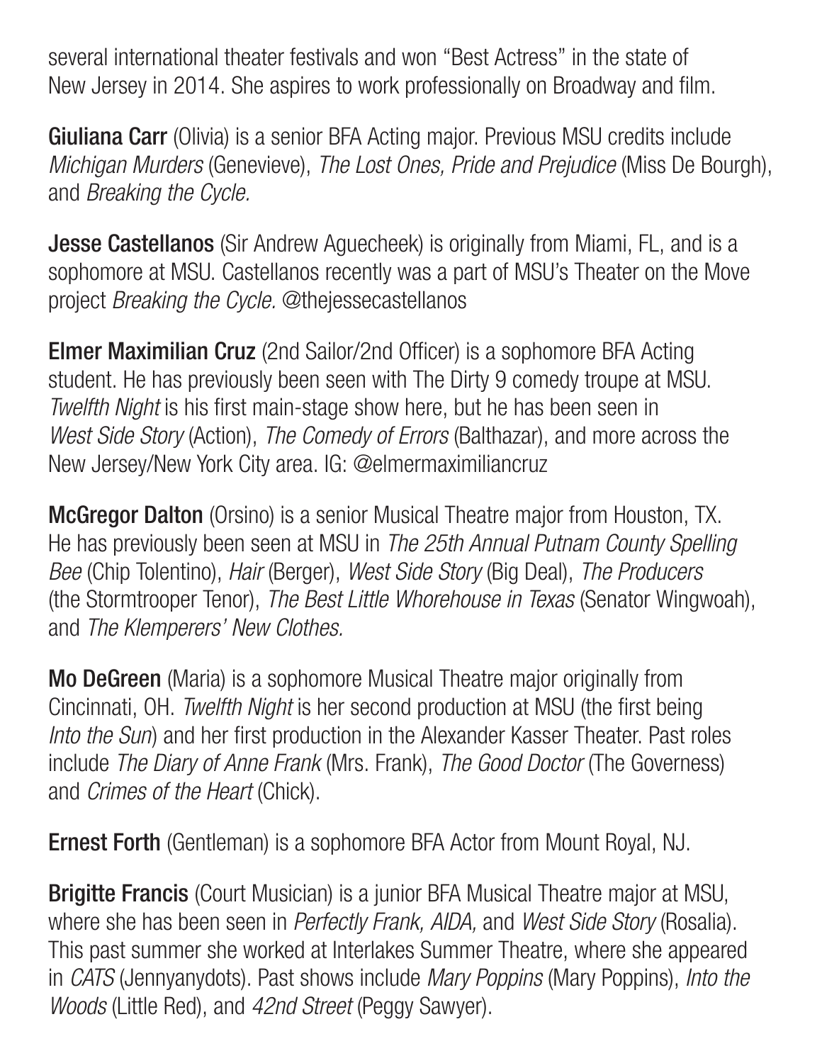several international theater festivals and won "Best Actress" in the state of New Jersey in 2014. She aspires to work professionally on Broadway and film.

**Giuliana Carr** (Olivia) is a senior BFA Acting major. Previous MSU credits include *Michigan Murders* (Genevieve), *The Lost Ones, Pride and Prejudice* (Miss De Bourgh), and *Breaking the Cycle.*

**Jesse Castellanos** (Sir Andrew Aguecheek) is originally from Miami, FL, and is a sophomore at MSU. Castellanos recently was a part of MSU's Theater on the Move project *Breaking the Cycle.* @thejessecastellanos

**Elmer Maximilian Cruz** (2nd Sailor/2nd Officer) is a sophomore BFA Acting student. He has previously been seen with The Dirty 9 comedy troupe at MSU. *Twelfth Night* is his first main-stage show here, but he has been seen in *West Side Story* (Action), *The Comedy of Errors* (Balthazar), and more across the New Jersey/New York City area. IG: @elmermaximiliancruz

**McGregor Dalton** (Orsino) is a senior Musical Theatre major from Houston, TX. He has previously been seen at MSU in *The 25th Annual Putnam County Spelling Bee* (Chip Tolentino), *Hair* (Berger), *West Side Story* (Big Deal), *The Producers* (the Stormtrooper Tenor), *The Best Little Whorehouse in Texas* (Senator Wingwoah), and *The Klemperers' New Clothes.*

**Mo DeGreen** (Maria) is a sophomore Musical Theatre major originally from Cincinnati, OH. *Twelfth Night* is her second production at MSU (the first being *Into the Sun*) and her first production in the Alexander Kasser Theater. Past roles include *The Diary of Anne Frank* (Mrs. Frank), *The Good Doctor* (The Governess) and *Crimes of the Heart* (Chick).

**Ernest Forth** (Gentleman) is a sophomore BFA Actor from Mount Royal, NJ.

**Brigitte Francis** (Court Musician) is a junior BFA Musical Theatre major at MSU, where she has been seen in *Perfectly Frank, AIDA,* and *West Side Story* (Rosalia). This past summer she worked at Interlakes Summer Theatre, where she appeared in *CATS* (Jennyanydots). Past shows include *Mary Poppins* (Mary Poppins), *Into the Woods* (Little Red), and *42nd Street* (Peggy Sawyer).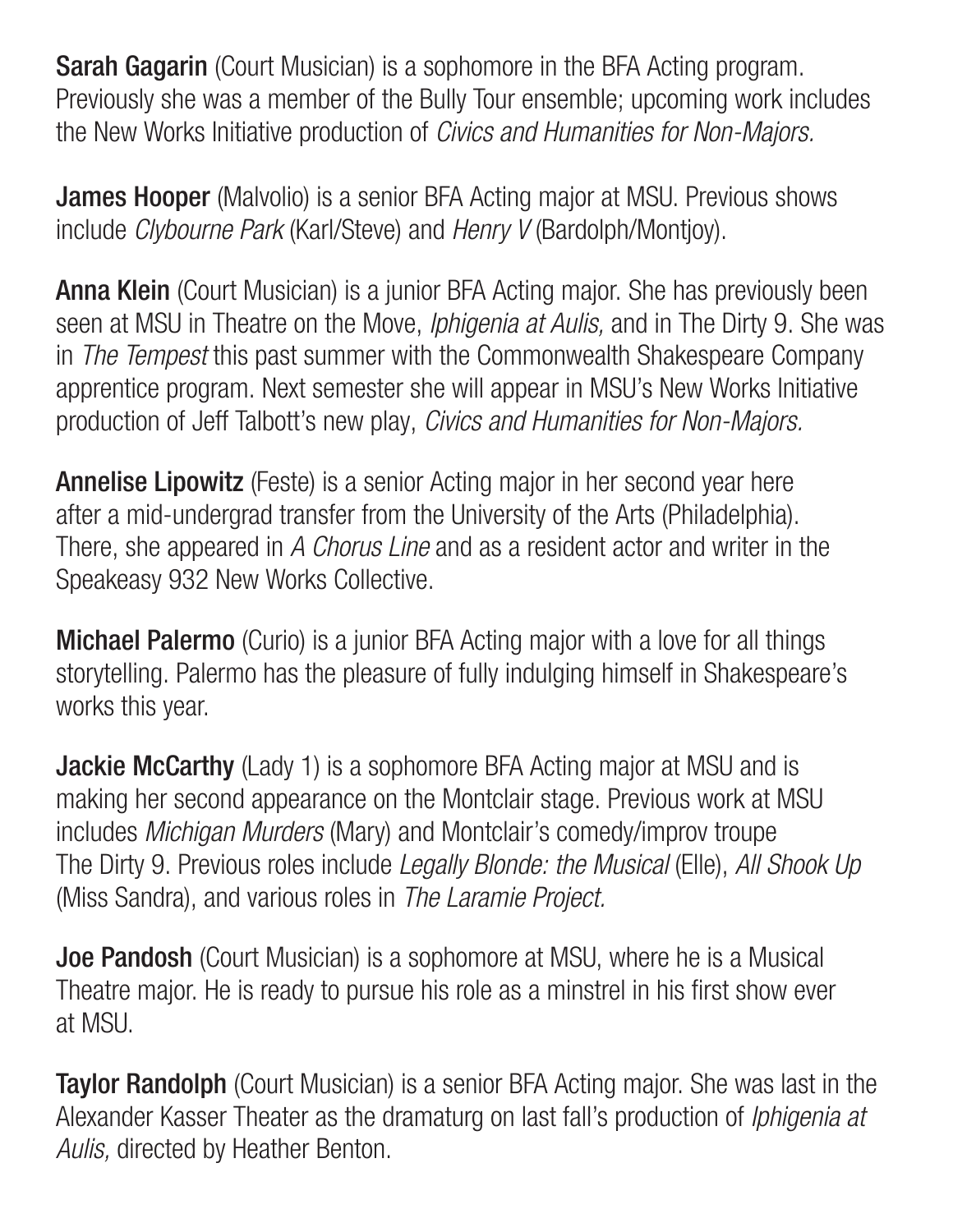**Sarah Gagarin** (Court Musician) is a sophomore in the BFA Acting program. Previously she was a member of the Bully Tour ensemble; upcoming work includes the New Works Initiative production of *Civics and Humanities for Non-Majors.*

**James Hooper** (Malvolio) is a senior BFA Acting major at MSU. Previous shows include *Clybourne Park* (Karl/Steve) and *Henry V* (Bardolph/Montjoy).

**Anna Klein** (Court Musician) is a junior BFA Acting major. She has previously been seen at MSU in Theatre on the Move, *Iphigenia at Aulis,* and in The Dirty 9. She was in *The Tempest* this past summer with the Commonwealth Shakespeare Company apprentice program. Next semester she will appear in MSU's New Works Initiative production of Jeff Talbott's new play, *Civics and Humanities for Non-Majors.*

**Annelise Lipowitz** (Feste) is a senior Acting major in her second year here after a mid-undergrad transfer from the University of the Arts (Philadelphia). There, she appeared in *A Chorus Line* and as a resident actor and writer in the Speakeasy 932 New Works Collective.

**Michael Palermo** (Curio) is a junior BFA Acting major with a love for all things storytelling. Palermo has the pleasure of fully indulging himself in Shakespeare's works this year.

**Jackie McCarthy** (Lady 1) is a sophomore BFA Acting major at MSU and is making her second appearance on the Montclair stage. Previous work at MSU includes *Michigan Murders* (Mary) and Montclair's comedy/improv troupe The Dirty 9. Previous roles include *Legally Blonde: the Musical* (Elle), *All Shook Up* (Miss Sandra), and various roles in *The Laramie Project.*

**Joe Pandosh** (Court Musician) is a sophomore at MSU, where he is a Musical Theatre major. He is ready to pursue his role as a minstrel in his first show ever at MSU.

**Taylor Randolph** (Court Musician) is a senior BFA Acting major. She was last in the Alexander Kasser Theater as the dramaturg on last fall's production of *Iphigenia at Aulis,* directed by Heather Benton.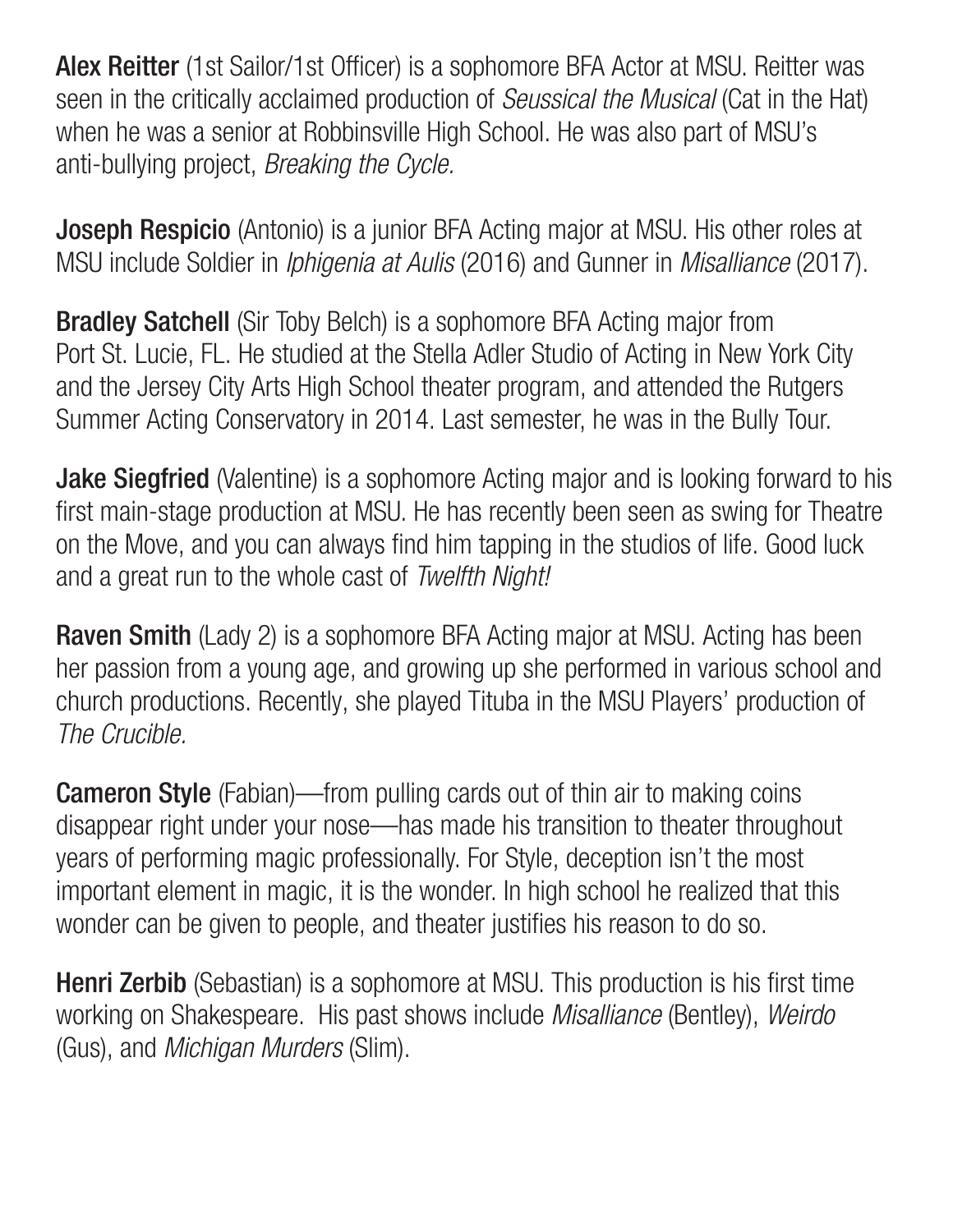**Alex Reitter** (1st Sailor/1st Officer) is a sophomore BFA Actor at MSU. Reitter was seen in the critically acclaimed production of *Seussical the Musical* (Cat in the Hat) when he was a senior at Robbinsville High School. He was also part of MSU's anti-bullying project, *Breaking the Cycle.*

**Joseph Respicio** (Antonio) is a junior BFA Acting major at MSU. His other roles at MSU include Soldier in *Iphigenia at Aulis* (2016) and Gunner in *Misalliance* (2017).

**Bradley Satchell** (Sir Toby Belch) is a sophomore BFA Acting major from Port St. Lucie, FL. He studied at the Stella Adler Studio of Acting in New York City and the Jersey City Arts High School theater program, and attended the Rutgers Summer Acting Conservatory in 2014. Last semester, he was in the Bully Tour.

**Jake Siegfried** (Valentine) is a sophomore Acting major and is looking forward to his first main-stage production at MSU. He has recently been seen as swing for Theatre on the Move, and you can always find him tapping in the studios of life. Good luck and a great run to the whole cast of *Twelfth Night!*

**Raven Smith** (Lady 2) is a sophomore BFA Acting major at MSU. Acting has been her passion from a young age, and growing up she performed in various school and church productions. Recently, she played Tituba in the MSU Players' production of *The Crucible.*

**Cameron Style** (Fabian)—from pulling cards out of thin air to making coins disappear right under your nose—has made his transition to theater throughout years of performing magic professionally. For Style, deception isn't the most important element in magic, it is the wonder. In high school he realized that this wonder can be given to people, and theater justifies his reason to do so.

**Henri Zerbib** (Sebastian) is a sophomore at MSU. This production is his first time working on Shakespeare. His past shows include *Misalliance* (Bentley), *Weirdo* (Gus), and *Michigan Murders* (Slim).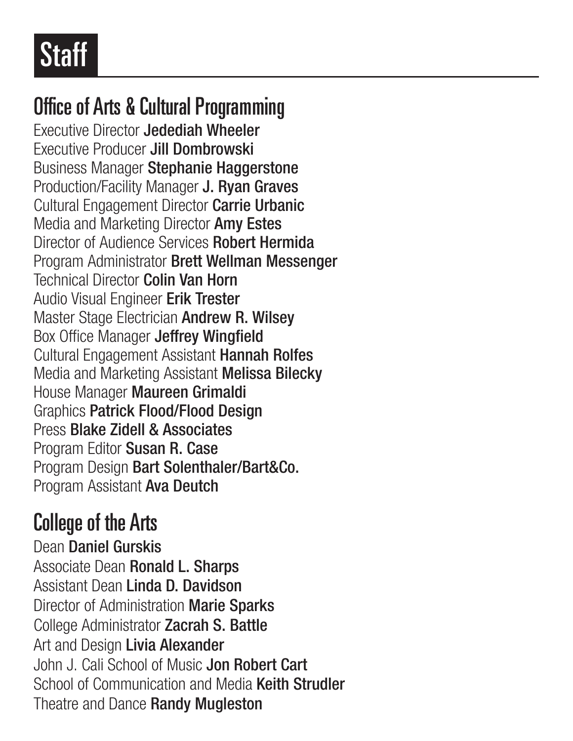# Staff

## Office of Arts & Cultural Programming

Executive Director **Jedediah Wheeler**
Executive Producer **Jill Dombrowski**
Business Manager **Stephanie Haggerstone**
Production/Facility Manager **J. Ryan Graves**
Cultural Engagement Director **Carrie Urbanic**
Media and Marketing Director **Amy Estes**
Director of Audience Services **Robert Hermida**
Program Administrator **Brett Wellman Messenger**
Technical Director **Colin Van Horn**
Audio Visual Engineer **Erik Trester**
Master Stage Electrician **Andrew R. Wilsey**
Box Office Manager **Jeffrey Wingfield**
Cultural Engagement Assistant **Hannah Rolfes**
Media and Marketing Assistant **Melissa Bilecky**
House Manager **Maureen Grimaldi**
Graphics **Patrick Flood/Flood Design**
Press **Blake Zidell & Associates**
Program Editor **Susan R. Case**
Program Design **Bart Solenthaler/Bart&Co.**
Program Assistant **Ava Deutch**

## College of the Arts

Dean **Daniel Gurskis**
Associate Dean **Ronald L. Sharps**
Assistant Dean **Linda D. Davidson**
Director of Administration **Marie Sparks**
College Administrator **Zacrah S. Battle**
Art and Design **Livia Alexander**
John J. Cali School of Music **Jon Robert Cart**
School of Communication and Media **Keith Strudler**
Theatre and Dance **Randy Mugleston**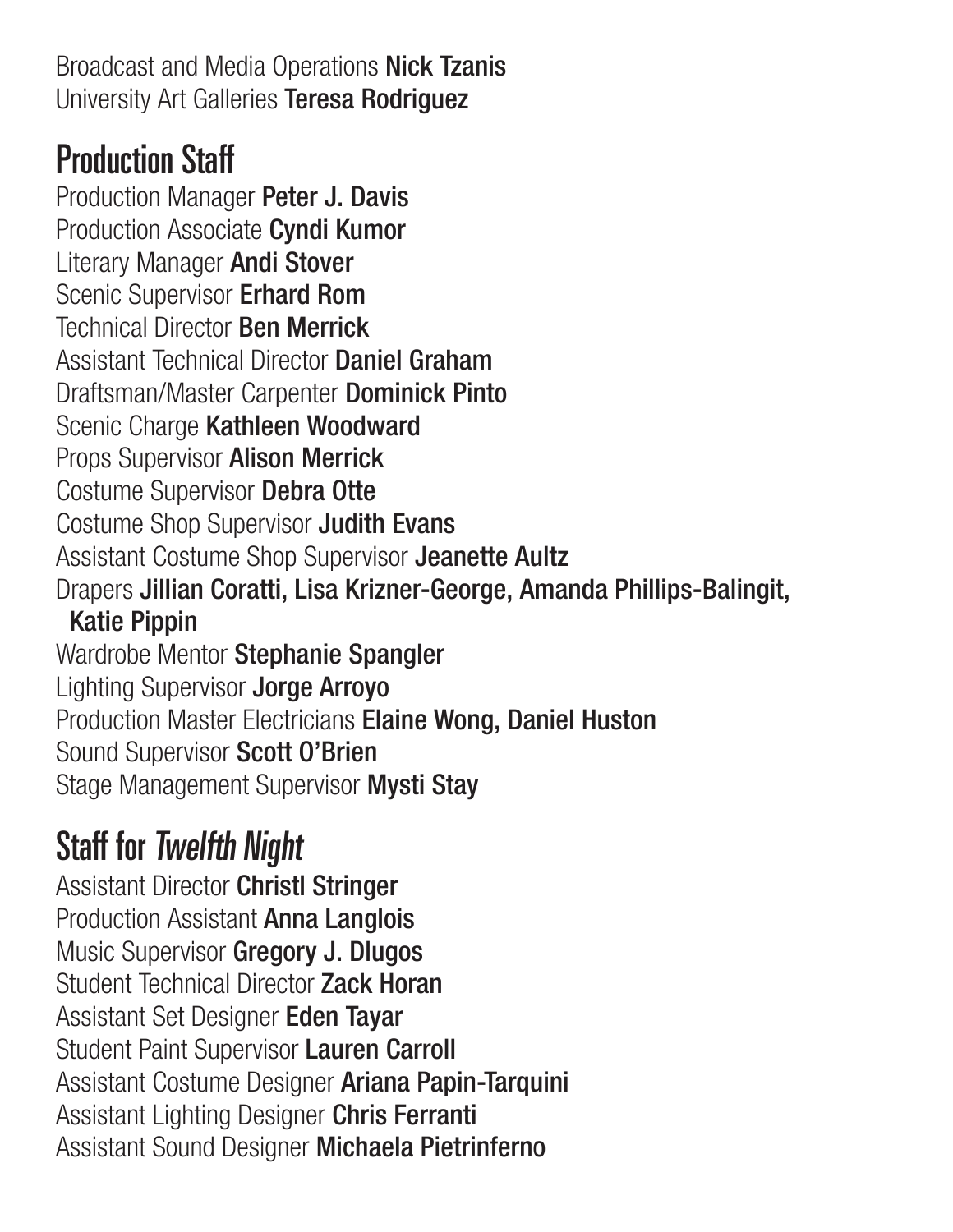Broadcast and Media Operations **Nick Tzanis**
University Art Galleries **Teresa Rodriguez**

## Production Staff

Production Manager **Peter J. Davis**
Production Associate **Cyndi Kumor**
Literary Manager **Andi Stover**
Scenic Supervisor **Erhard Rom**
Technical Director **Ben Merrick**
Assistant Technical Director **Daniel Graham**
Draftsman/Master Carpenter **Dominick Pinto**
Scenic Charge **Kathleen Woodward**
Props Supervisor **Alison Merrick**
Costume Supervisor **Debra Otte**
Costume Shop Supervisor **Judith Evans**
Assistant Costume Shop Supervisor **Jeanette Aultz**
Drapers **Jillian Coratti, Lisa Krizner-George, Amanda Phillips-Balingit, Katie Pippin**
Wardrobe Mentor **Stephanie Spangler**
Lighting Supervisor **Jorge Arroyo**
Production Master Electricians **Elaine Wong, Daniel Huston**
Sound Supervisor **Scott O'Brien**
Stage Management Supervisor **Mysti Stay**

## Staff for *Twelfth Night*

Assistant Director **Christl Stringer**
Production Assistant **Anna Langlois**
Music Supervisor **Gregory J. Dlugos**
Student Technical Director **Zack Horan**
Assistant Set Designer **Eden Tayar**
Student Paint Supervisor **Lauren Carroll**
Assistant Costume Designer **Ariana Papin-Tarquini**
Assistant Lighting Designer **Chris Ferranti**
Assistant Sound Designer **Michaela Pietrinferno**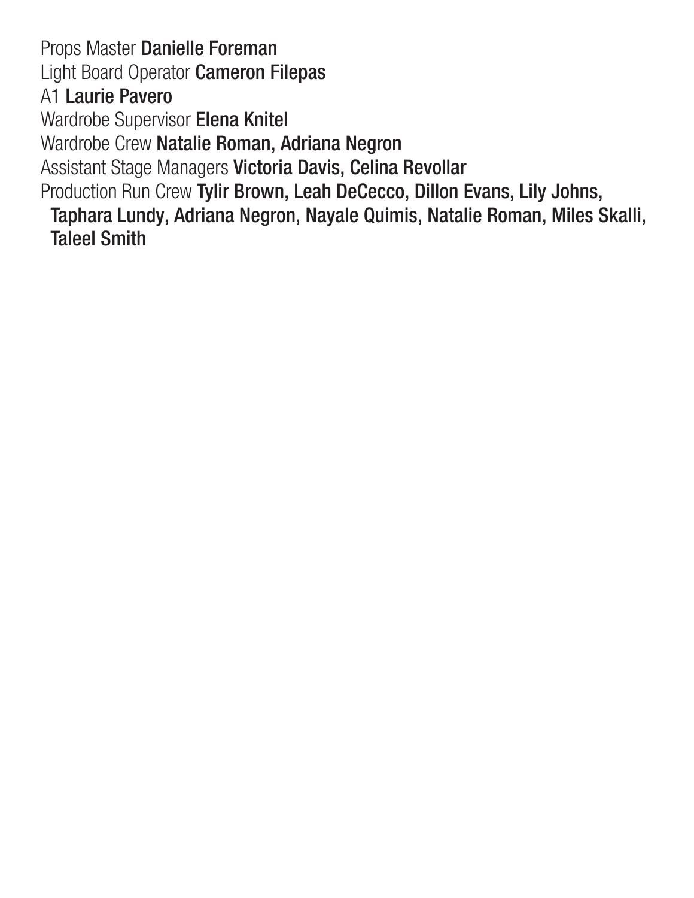Props Master **Danielle Foreman**
Light Board Operator **Cameron Filepas**
A1 **Laurie Pavero**
Wardrobe Supervisor **Elena Knitel**
Wardrobe Crew **Natalie Roman, Adriana Negron**
Assistant Stage Managers **Victoria Davis, Celina Revollar**
Production Run Crew **Tylir Brown, Leah DeCecco, Dillon Evans, Lily Johns, Taphara Lundy, Adriana Negron, Nayale Quimis, Natalie Roman, Miles Skalli, Taleel Smith**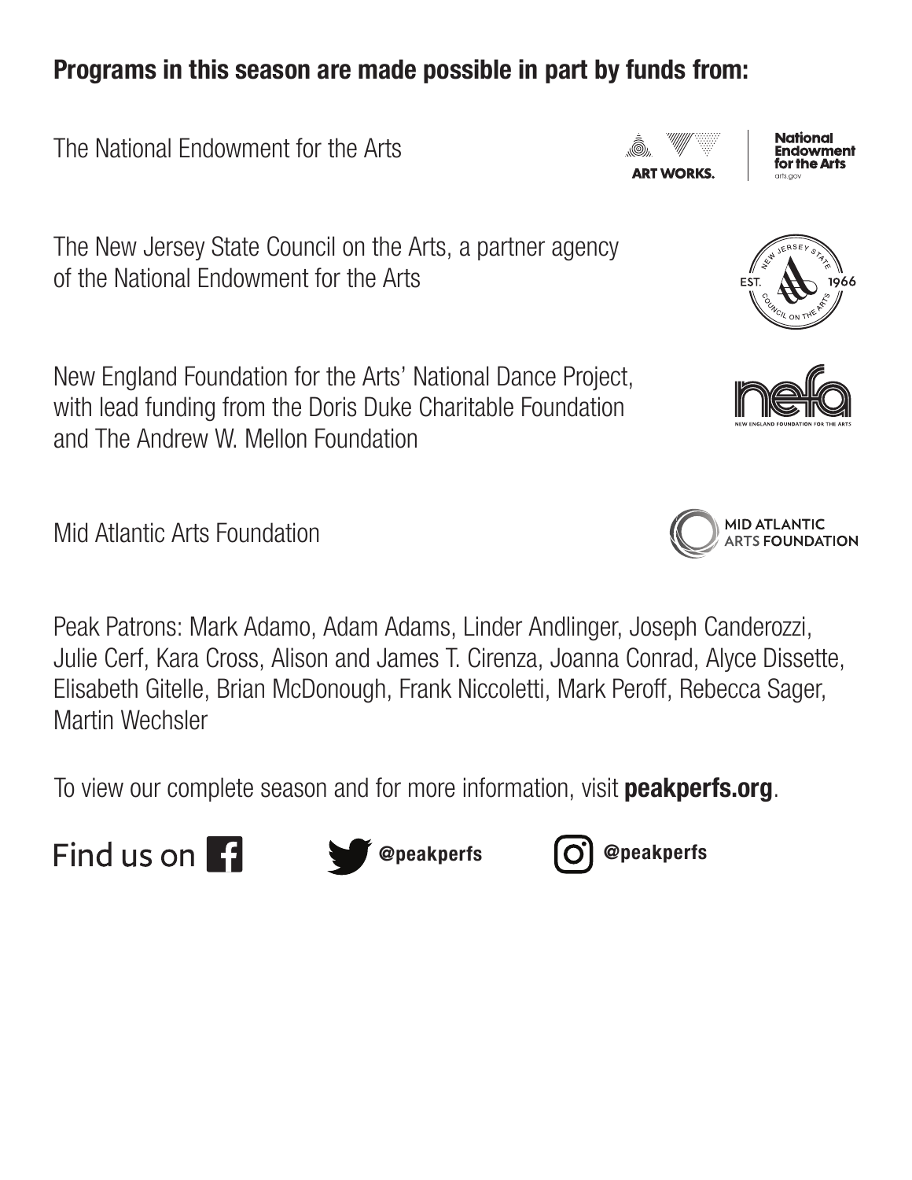**Programs in this season are made possible in part by funds from:**

The National Endowment for the Arts

The New Jersey State Council on the Arts, a partner agency of the National Endowment for the Arts

New England Foundation for the Arts' National Dance Project, with lead funding from the Doris Duke Charitable Foundation and The Andrew W. Mellon Foundation

Mid Atlantic Arts Foundation

Peak Patrons: Mark Adamo, Adam Adams, Linder Andlinger, Joseph Canderozzi, Julie Cerf, Kara Cross, Alison and James T. Cirenza, Joanna Conrad, Alyce Dissette, Elisabeth Gitelle, Brian McDonough, Frank Niccoletti, Mark Peroff, Rebecca Sager, Martin Wechsler

To view our complete season and for more information, visit **peakperfs.org**.

Find us on Facebook | Twitter **@peakperfs** | Instagram **@peakperfs**